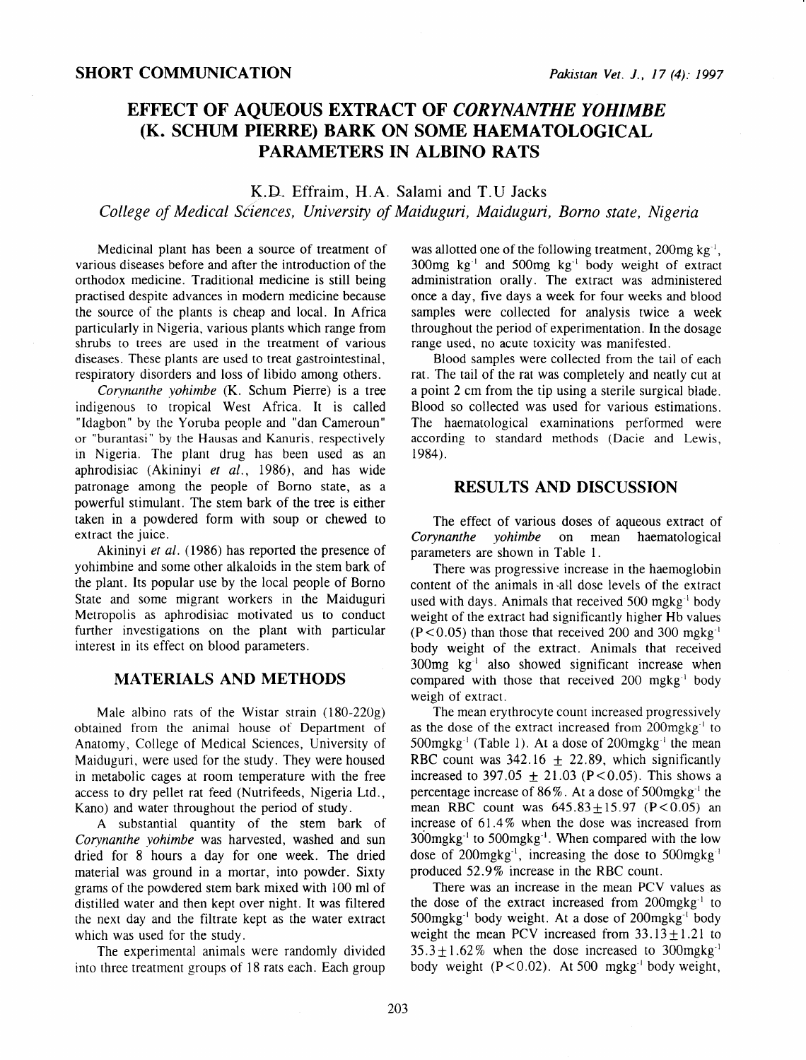**SHORT COMMUNICATION**

# EFFECT OF AQUEOUS EXTRACT OF *CORYNANTHE YOHIMBE* (K. SCHUM PIERRE) BARK ON SOME HAEMATOLOGICAL PARAMETERS IN ALBINO RATS

K.D. Effraim, H.A. Salami and T.U Jacks

*College of Medical Sciences, University of Maiduguri, Maiduguri, Borno state, Nigeria*

Medicinal plant has been a source of treatment of various diseases before and after the introduction of the orthodox medicine. Traditional medicine is still being practised despite advances in modern medicine because the source of the plants is cheap and local. In Africa particularly in Nigeria, various plants which range from shrubs to trees are used in the treatment of various diseases. These plants are used to treat gastrointestinal, respiratory disorders and loss of libido among others.

*Corynanthe yohimbe* (K. Schum Pierre) is a tree indigenous to tropical West Africa. It is called "Idagbon" by the Yoruba people and "dan Cameroun" or "burantasi" by the Hausas and Kanuris, respectively in Nigeria. The plant drug has been used as an aphrodisiac (Akininyi *et al.*, 1986), and has wide patronage among the people of Borno state, as a powerful stimulant. The stem bark of the tree is either taken in a powdered form with soup or chewed to extract the juice.

Akininyi *et al.* (1986) has reported the presence of yohimbine and some other alkaloids in the stem bark of the plant. Its popular use by the local people of Borno State and some migrant workers in the Maiduguri Metropolis as aphrodisiac motivated us to conduct further investigations on the plant with particular interest in its effect on blood parameters.

## MATERIALS AND METHODS

Male albino rats of the Wistar strain (180-220g) obtained from the animal house of Department of Anatomy, College of Medical Sciences, University of Maiduguri, were used for the study. They were housed in metabolic cages at room temperature with the free access to dry pellet rat feed (Nutrifeeds, Nigeria Ltd., Kano) and water throughout the period of study.

A substantial quantity of the stem bark of *Corynanthe yohimbe* was harvested, washed and sun dried for 8 hours a day for one week. The dried material was ground in a mortar, into powder. Sixty grams of the powdered stem bark mixed with 100 ml of distilled water and then kept over night. It was filtered the next day and the filtrate kept as the water extract which was used for the study.

The experimental animals were randomly divided into three treatment groups of 18 rats each. Each group was allotted one of the following treatment, 200mg $kg^{-1}$, 300mg $kg^{-1}$ and 500mg $kg^{-1}$ body weight of extract administration orally. The extract was administered once a day, five days a week for four weeks and blood samples were collected for analysis twice a week throughout the period of experimentation. In the dosage range used, no acute toxicity was manifested.

Blood samples were collected from the tail of each rat. The tail of the rat was completely and neatly cut at a point 2 cm from the tip using a sterile surgical blade. Blood so collected was used for various estimations. The haematological examinations performed were according to standard methods (Dacie and Lewis, 1984).

## RESULTS AND DISCUSSION

The effect of various doses of aqueous extract of *Corynanthe yohimbe* on mean haematological parameters are shown in Table 1.

There was progressive increase in the haemoglobin content of the animals in all dose levels of the extract used with days. Animals that received 500 $mgkg^{-1}$ body weight of the extract had significantly higher Hb values ($P<0.05$) than those that received 200 and 300 $mgkg^{-1}$ body weight of the extract. Animals that received 300mg $kg^{-1}$ also showed significant increase when compared with those that received 200 $mgkg^{-1}$ body weigh of extract.

The mean erythrocyte count increased progressively as the dose of the extract increased from 200$mgkg^{-1}$ to 500$mgkg^{-1}$ (Table 1). At a dose of 200$mgkg^{-1}$ the mean RBC count was $342.16 \pm 22.89$, which significantly increased to $397.05 \pm 21.03$ ($P<0.05$). This shows a percentage increase of 86%. At a dose of 500$mgkg^{-1}$ the mean RBC count was $645.83 \pm 15.97$ ($P<0.05$) an increase of 61.4% when the dose was increased from 300$mgkg^{-1}$ to 500$mgkg^{-1}$. When compared with the low dose of 200$mgkg^{-1}$, increasing the dose to 500$mgkg^{-1}$ produced 52.9% increase in the RBC count.

There was an increase in the mean PCV values as the dose of the extract increased from 200$mgkg^{-1}$ to 500$mgkg^{-1}$ body weight. At a dose of 200$mgkg^{-1}$ body weight the mean PCV increased from $33.13 \pm 1.21$ to $35.3 \pm 1.62$% when the dose increased to 300$mgkg^{-1}$ body weight ($P<0.02$). At 500 $mgkg^{-1}$ body weight,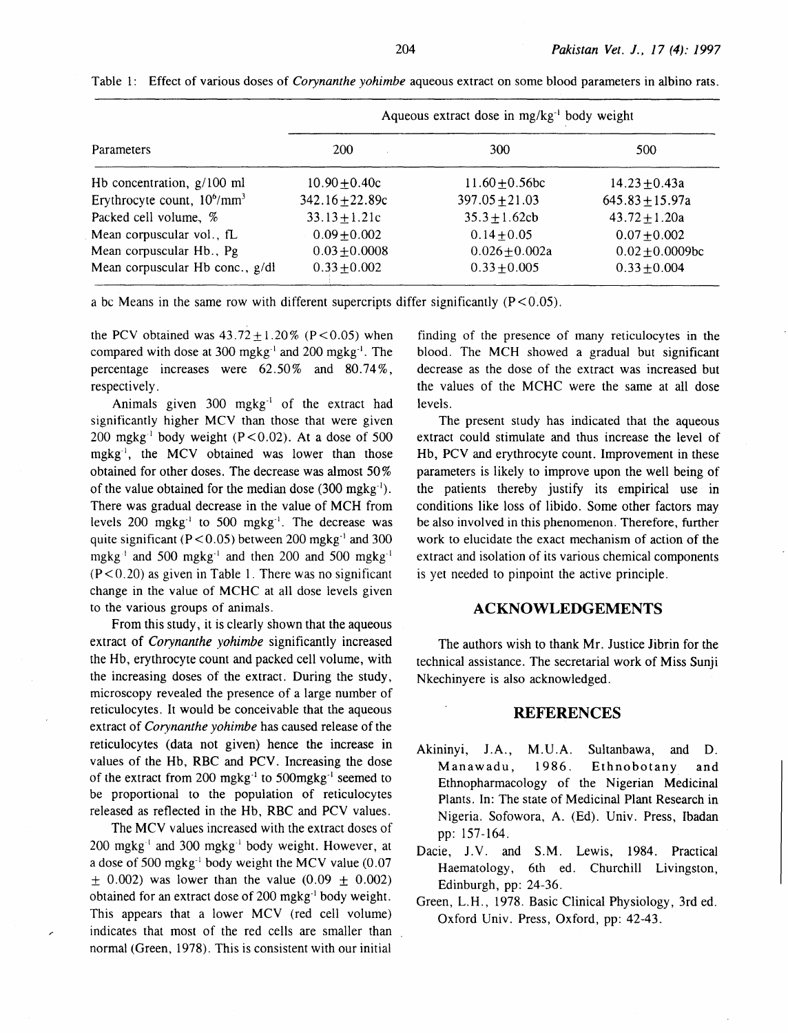Table 1: Effect of various doses of *Corynanthe yohimbe* aqueous extract on some blood parameters in albino rats.

| Parameters | Aqueous extract dose in mg/kg$^{-1}$ body weight | | |
|---|---|---|---|
| | 200 | 300 | 500 |
| Hb concentration, g/100 ml | 10.90±0.40c | 11.60±0.56bc | 14.23±0.43a |
| Erythrocyte count, $10^6$/mm$^3$ | 342.16±22.89c | 397.05±21.03 | 645.83±15.97a |
| Packed cell volume, % | 33.13±1.21c | 35.3±1.62cb | 43.72±1.20a |
| Mean corpuscular vol., fL | 0.09±0.002 | 0.14±0.05 | 0.07±0.002 |
| Mean corpuscular Hb., Pg | 0.03±0.0008 | 0.026±0.002a | 0.02±0.0009bc |
| Mean corpuscular Hb conc., g/dl | 0.33±0.002 | 0.33±0.005 | 0.33±0.004 |

a bc Means in the same row with different supercripts differ significantly ($P<0.05$).

the PCV obtained was 43.72±1.20% ($P<0.05$) when compared with dose at 300 mgkg$^{-1}$ and 200 mgkg$^{-1}$. The percentage increases were 62.50% and 80.74%, respectively.

Animals given 300 mgkg$^{-1}$ of the extract had significantly higher MCV than those that were given 200 mgkg$^{-1}$ body weight ($P<0.02$). At a dose of 500 mgkg$^{-1}$, the MCV obtained was lower than those obtained for other doses. The decrease was almost 50% of the value obtained for the median dose (300 mgkg$^{-1}$). There was gradual decrease in the value of MCH from levels 200 mgkg$^{-1}$ to 500 mgkg$^{-1}$. The decrease was quite significant ($P<0.05$) between 200 mgkg$^{-1}$ and 300 mgkg$^{-1}$ and 500 mgkg$^{-1}$ and then 200 and 500 mgkg$^{-1}$ ($P<0.20$) as given in Table 1. There was no significant change in the value of MCHC at all dose levels given to the various groups of animals.

From this study, it is clearly shown that the aqueous extract of *Corynanthe yohimbe* significantly increased the Hb, erythrocyte count and packed cell volume, with the increasing doses of the extract. During the study, microscopy revealed the presence of a large number of reticulocytes. It would be conceivable that the aqueous extract of *Corynanthe yohimbe* has caused release of the reticulocytes (data not given) hence the increase in values of the Hb, RBC and PCV. Increasing the dose of the extract from 200 mgkg$^{-1}$ to 500mgkg$^{-1}$ seemed to be proportional to the population of reticulocytes released as reflected in the Hb, RBC and PCV values.

The MCV values increased with the extract doses of 200 mgkg$^{-1}$ and 300 mgkg$^{-1}$ body weight. However, at a dose of 500 mgkg$^{-1}$ body weight the MCV value (0.07 ± 0.002) was lower than the value (0.09 ± 0.002) obtained for an extract dose of 200 mgkg$^{-1}$ body weight. This appears that a lower MCV (red cell volume) indicates that most of the red cells are smaller than normal (Green, 1978). This is consistent with our initial finding of the presence of many reticulocytes in the blood. The MCH showed a gradual but significant decrease as the dose of the extract was increased but the values of the MCHC were the same at all dose levels.

The present study has indicated that the aqueous extract could stimulate and thus increase the level of Hb, PCV and erythrocyte count. Improvement in these parameters is likely to improve upon the well being of the patients thereby justify its empirical use in conditions like loss of libido. Some other factors may be also involved in this phenomenon. Therefore, further work to elucidate the exact mechanism of action of the extract and isolation of its various chemical components is yet needed to pinpoint the active principle.

## ACKNOWLEDGEMENTS

The authors wish to thank Mr. Justice Jibrin for the technical assistance. The secretarial work of Miss Sunji Nkechinyere is also acknowledged.

## REFERENCES

Akininyi, J.A., M.U.A. Sultanbawa, and D. Manawadu, 1986. Ethnobotany and Ethnopharmacology of the Nigerian Medicinal Plants. In: The state of Medicinal Plant Research in Nigeria. Sofowora, A. (Ed). Univ. Press, Ibadan pp: 157-164.

Dacie, J.V. and S.M. Lewis, 1984. Practical Haematology, 6th ed. Churchill Livingston, Edinburgh, pp: 24-36.

Green, L.H., 1978. Basic Clinical Physiology, 3rd ed. Oxford Univ. Press, Oxford, pp: 42-43.